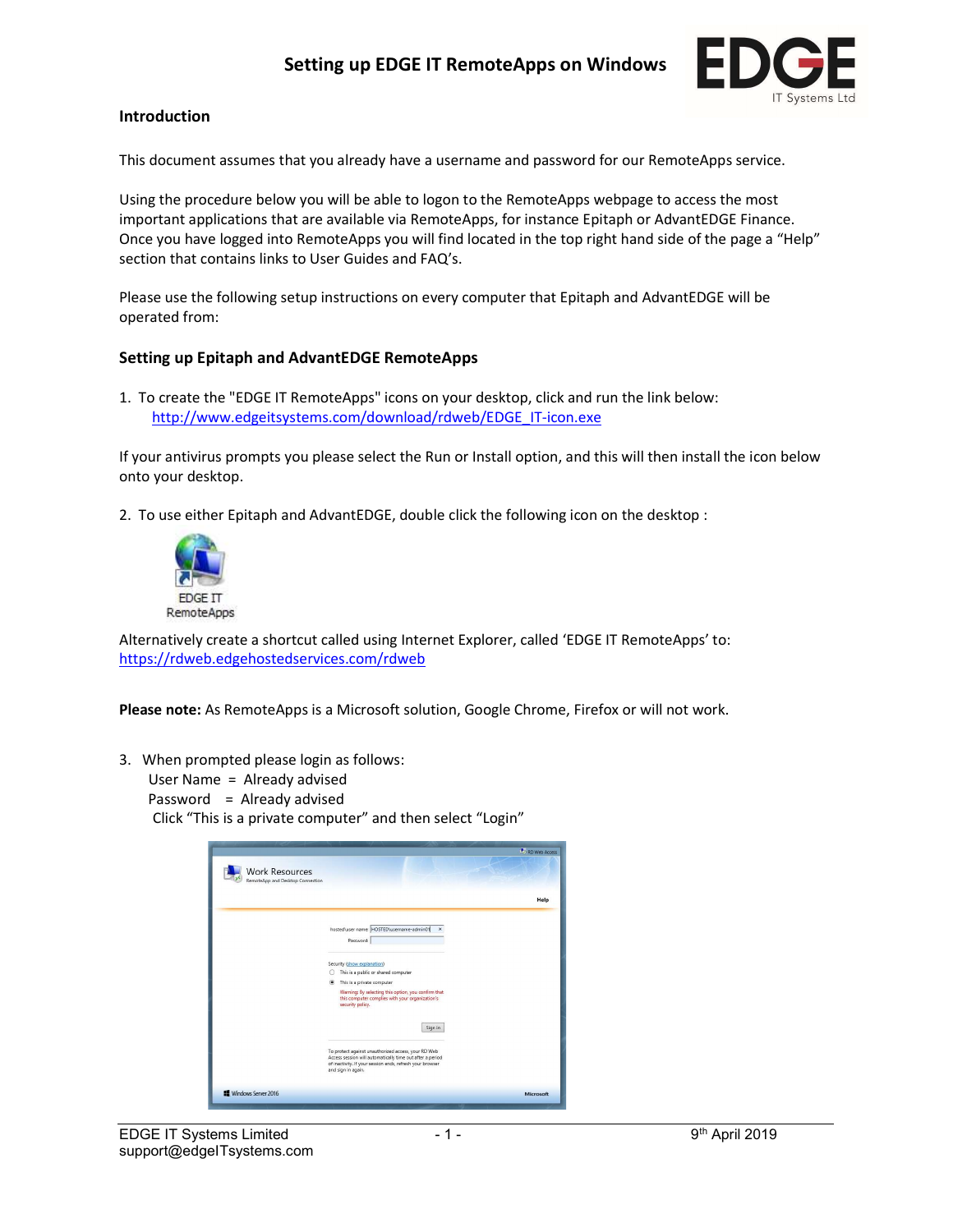# Setting up EDGE IT RemoteApps on Windows

## Introduction

This document assumes that you already have a username and password for our RemoteApps service.

Using the procedure below you will be able to logon to the RemoteApps webpage to access the most important applications that are available via RemoteApps, for instance Epitaph or AdvantEDGE Finance. Once you have logged into RemoteApps you will find located in the top right hand side of the page a "Help" section that contains links to User Guides and FAQ's.

Please use the following setup instructions on every computer that Epitaph and AdvantEDGE will be operated from:

## Setting up Epitaph and AdvantEDGE RemoteApps

1. To create the "EDGE IT RemoteApps" icons on your desktop, click and run the link below:
   http://www.edgeitsystems.com/download/rdweb/EDGE_IT-icon.exe

If your antivirus prompts you please select the Run or Install option, and this will then install the icon below onto your desktop.

2. To use either Epitaph and AdvantEDGE, double click the following icon on the desktop :

EDGE IT RemoteApps

Alternatively create a shortcut called using Internet Explorer, called 'EDGE IT RemoteApps' to:
https://rdweb.edgehostedservices.com/rdweb

**Please note:** As RemoteApps is a Microsoft solution, Google Chrome, Firefox or will not work.

3. When prompted please login as follows:
   User Name = Already advised
   Password = Already advised
   Click "This is a private computer" and then select "Login"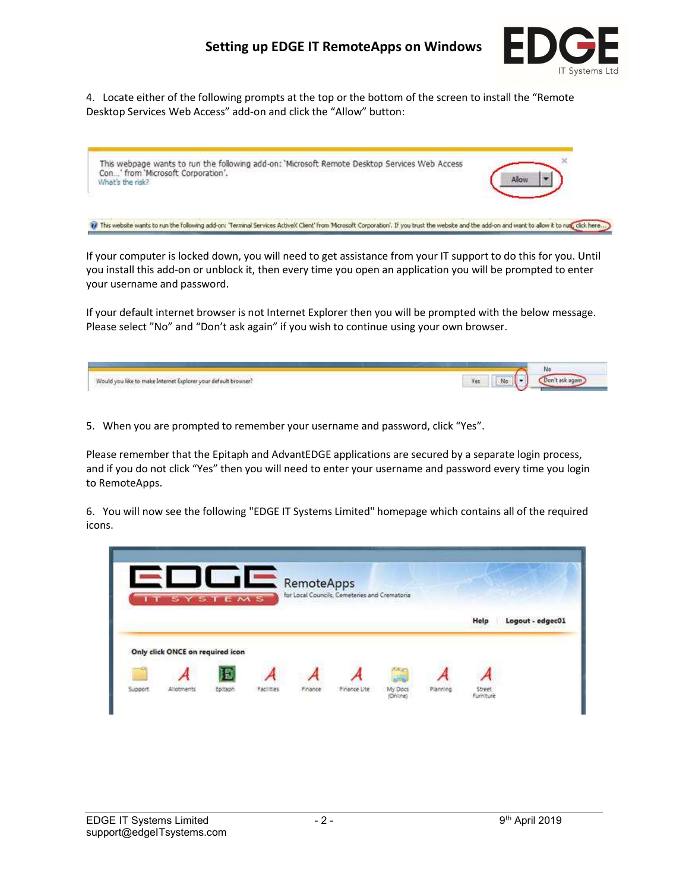4. Locate either of the following prompts at the top or the bottom of the screen to install the “Remote Desktop Services Web Access” add-on and click the “Allow” button:

If your computer is locked down, you will need to get assistance from your IT support to do this for you. Until you install this add-on or unblock it, then every time you open an application you will be prompted to enter your username and password.

If your default internet browser is not Internet Explorer then you will be prompted with the below message. Please select ”No” and “Don’t ask again” if you wish to continue using your own browser.

5. When you are prompted to remember your username and password, click “Yes”.

Please remember that the Epitaph and AdvantEDGE applications are secured by a separate login process, and if you do not click “Yes” then you will need to enter your username and password every time you login to RemoteApps.

6. You will now see the following "EDGE IT Systems Limited" homepage which contains all of the required icons.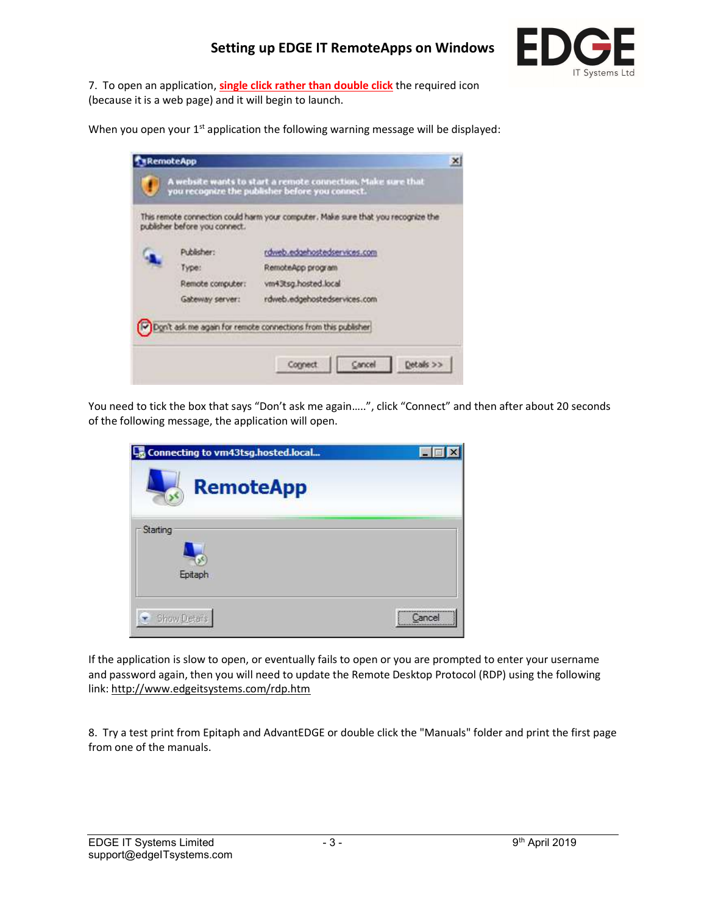7. To open an application, **single click rather than double click** the required icon (because it is a web page) and it will begin to launch.

When you open your 1st application the following warning message will be displayed:

You need to tick the box that says "Don't ask me again…..", click "Connect" and then after about 20 seconds of the following message, the application will open.

If the application is slow to open, or eventually fails to open or you are prompted to enter your username and password again, then you will need to update the Remote Desktop Protocol (RDP) using the following link: http://www.edgeitsystems.com/rdp.htm

8. Try a test print from Epitaph and AdvantEDGE or double click the "Manuals" folder and print the first page from one of the manuals.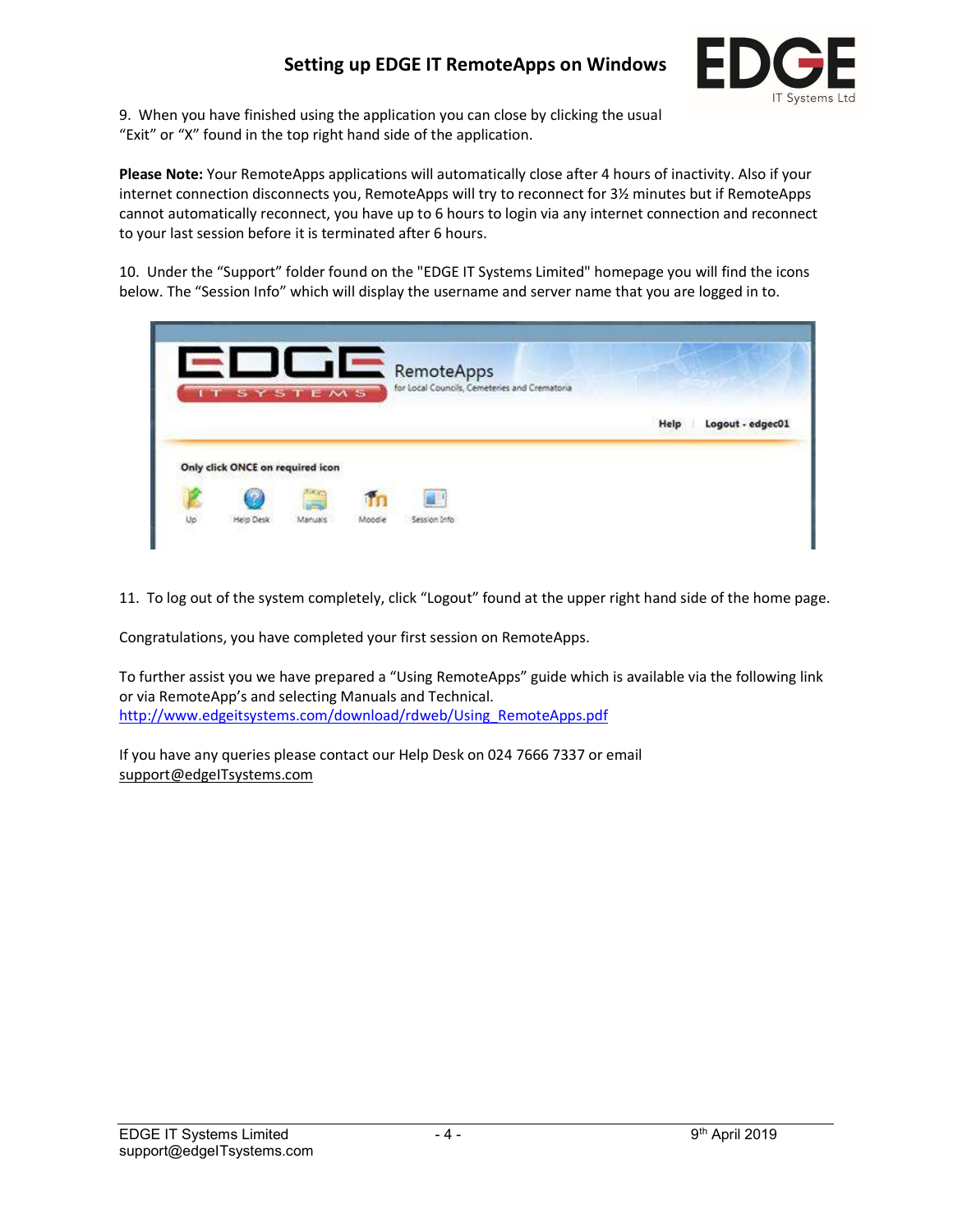9. When you have finished using the application you can close by clicking the usual "Exit" or "X" found in the top right hand side of the application.

**Please Note:** Your RemoteApps applications will automatically close after 4 hours of inactivity. Also if your internet connection disconnects you, RemoteApps will try to reconnect for 3½ minutes but if RemoteApps cannot automatically reconnect, you have up to 6 hours to login via any internet connection and reconnect to your last session before it is terminated after 6 hours.

10. Under the "Support" folder found on the "EDGE IT Systems Limited" homepage you will find the icons below. The "Session Info" which will display the username and server name that you are logged in to.

11. To log out of the system completely, click "Logout" found at the upper right hand side of the home page.

Congratulations, you have completed your first session on RemoteApps.

To further assist you we have prepared a "Using RemoteApps" guide which is available via the following link or via RemoteApp's and selecting Manuals and Technical.
http://www.edgeitsystems.com/download/rdweb/Using_RemoteApps.pdf

If you have any queries please contact our Help Desk on 024 7666 7337 or email support@edgeITsystems.com